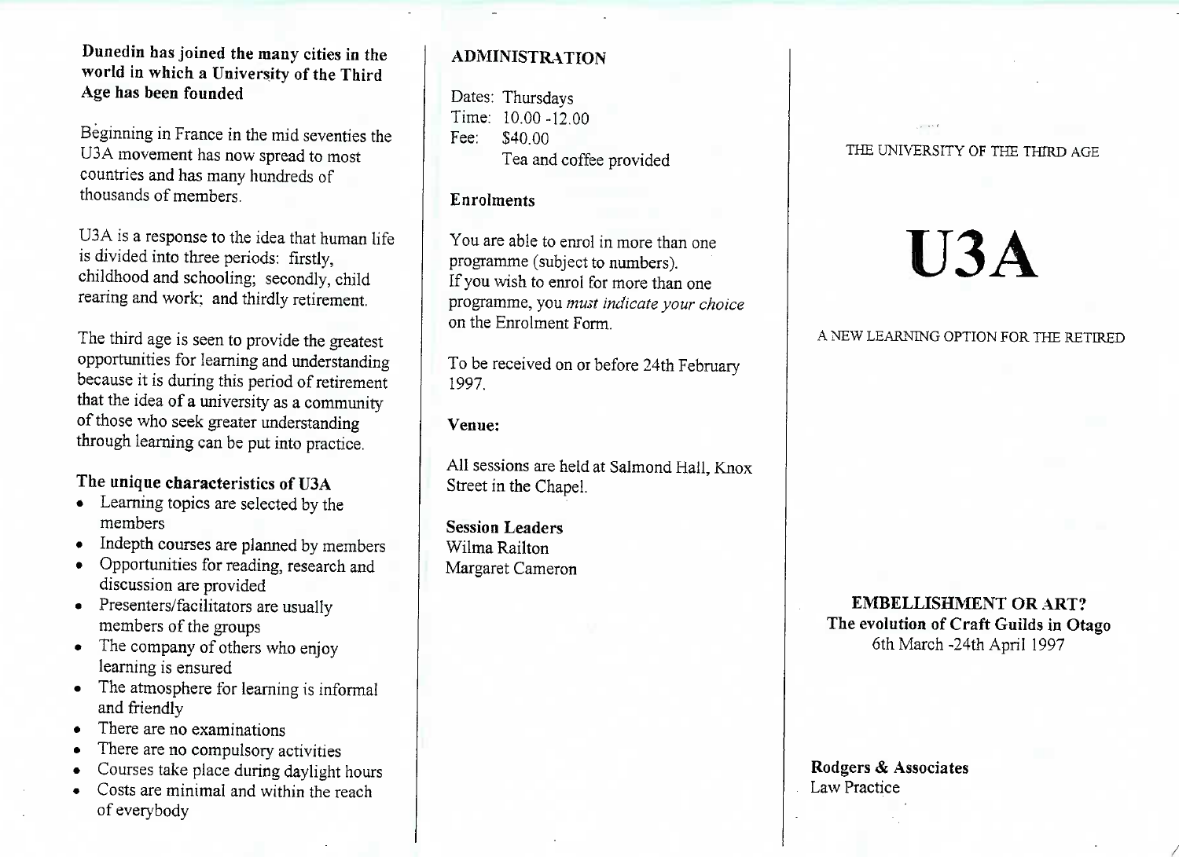**Dunedin has joined the many cities in the world in which a University of the Third Age has been founded**

Beginning in France in the mid seventies the U3A movement has now spread to most countries and has many hundreds of thousands of members.

U3A is a response to the idea that human life is divided into three periods: firstly, childhood and schooling; secondly, child rearing and work; and thirdly retirement.

The third age is seen to provide the greatest opportunities for learning and understanding because it is during this period of retirement that the idea of a university as a community of those who seek greater understanding through learning can be put into practice.

### The unique characteristics of U3A

- Learning topics are selected by the members
- Indepth courses are planned by members
- Opportunities for reading, research and discussion are provided
- Presenters/facilitators are usually members of the groups
- The company of others who enjoy learning is ensured
- The atmosphere for learning is informal and friendly
- There are no examinations
- There are no compulsory activities
- Courses take place during daylight hours
- Costs are minimal and within the reach of everybody

## ADMINISTRATION

Dates: Thursdays
Time: 10.00 -12.00
Fee: $40.00
Tea and coffee provided

### Enrolments

You are able to enrol in more than one programme (subject to numbers).
If you wish to enrol for more than one programme, you *must indicate your choice* on the Enrolment Form.

To be received on or before 24th February 1997.

### Venue:

All sessions are held at Salmond Hall, Knox Street in the Chapel.

**Session Leaders**
Wilma Railton
Margaret Cameron

THE UNIVERSITY OF THE THIRD AGE

# U3A

A NEW LEARNING OPTION FOR THE RETIRED

**EMBELLISHMENT OR ART?**
**The evolution of Craft Guilds in Otago**
6th March -24th April 1997

**Rodgers & Associates**
Law Practice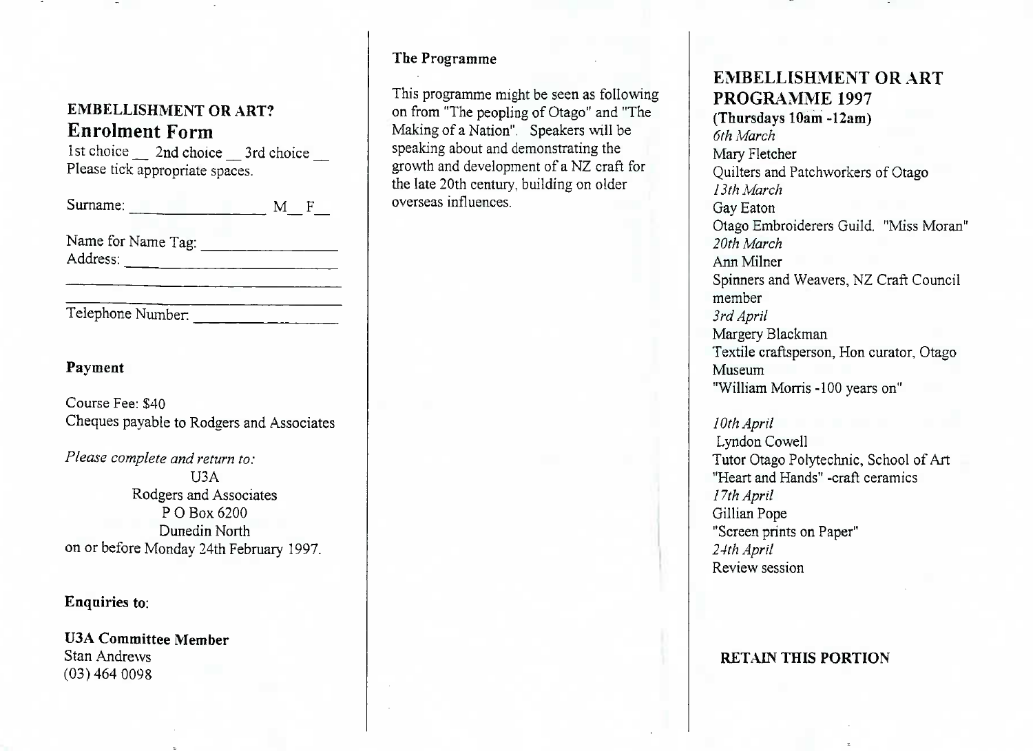## EMBELLISHMENT OR ART?

## Enrolment Form

1st choice __ 2nd choice __ 3rd choice __
Please tick appropriate spaces.

Surname: ________________ M__ F__

Name for Name Tag: ________________
Address: ________________________

________________________________

________________________________

Telephone Number: ________________

**Payment**

Course Fee: $40
Cheques payable to Rodgers and Associates

*Please complete and return to:*

U3A
Rodgers and Associates
P O Box 6200
Dunedin North
on or before Monday 24th February 1997.

**Enquiries to:**

**U3A Committee Member**
Stan Andrews
(03) 464 0098

**The Programme**

This programme might be seen as following on from "The peopling of Otago" and "The Making of a Nation". Speakers will be speaking about and demonstrating the growth and development of a NZ craft for the late 20th century, building on older overseas influences.

## EMBELLISHMENT OR ART PROGRAMME 1997

**(Thursdays 10am -12am)**

*6th March*
Mary Fletcher
Quilters and Patchworkers of Otago

*13th March*
Gay Eaton
Otago Embroiderers Guild. "Miss Moran"

*20th March*
Ann Milner
Spinners and Weavers, NZ Craft Council member

*3rd April*
Margery Blackman
Textile craftsperson, Hon curator, Otago Museum
"William Morris -100 years on"

*10th April*
Lyndon Cowell
Tutor Otago Polytechnic, School of Art
"Heart and Hands" -craft ceramics

*17th April*
Gillian Pope
"Screen prints on Paper"

*24th April*
Review session

**RETAIN THIS PORTION**